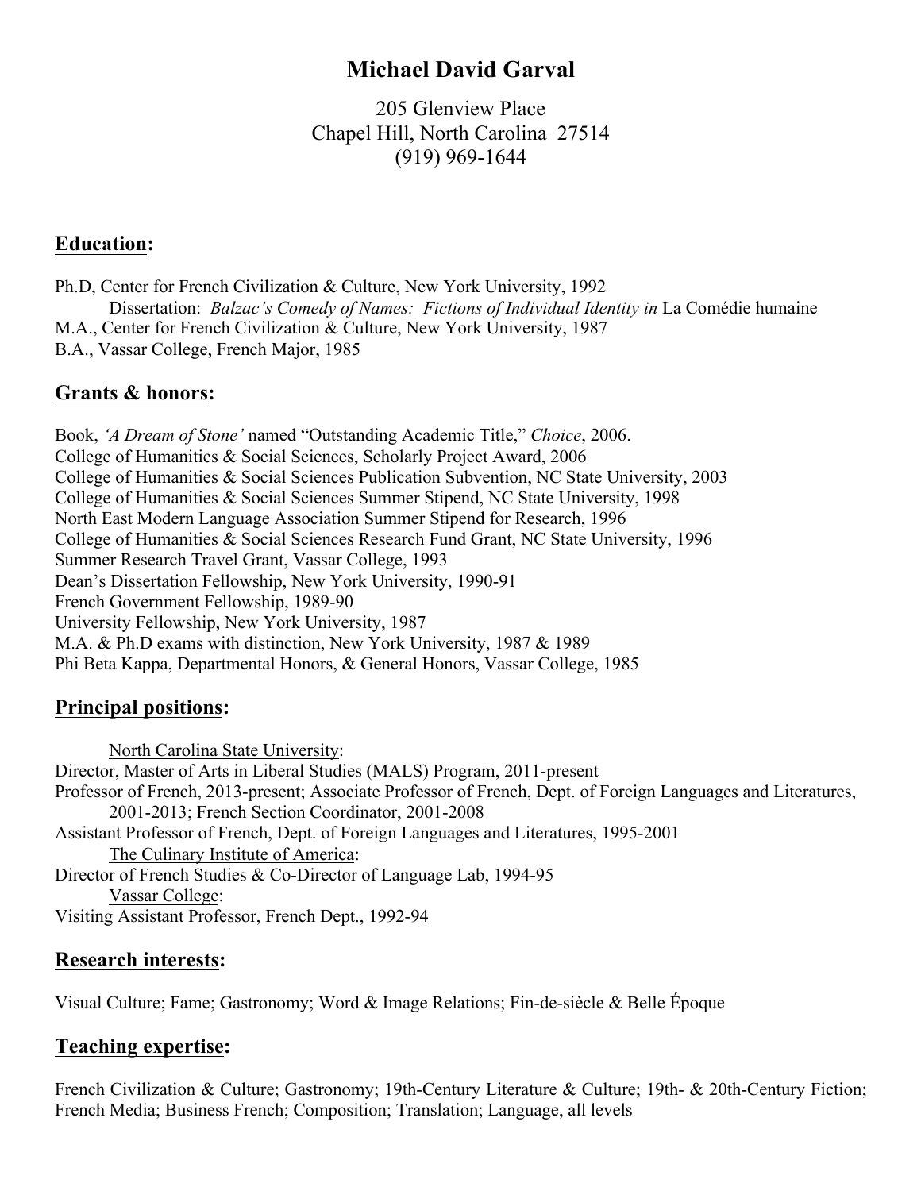# Michael David Garval

205 Glenview Place
Chapel Hill, North Carolina 27514
(919) 969-1644

## Education:

Ph.D, Center for French Civilization & Culture, New York University, 1992
    Dissertation: *Balzac's Comedy of Names: Fictions of Individual Identity in* La Comédie humaine
M.A., Center for French Civilization & Culture, New York University, 1987
B.A., Vassar College, French Major, 1985

## Grants & honors:

Book, *'A Dream of Stone'* named "Outstanding Academic Title," *Choice*, 2006.
College of Humanities & Social Sciences, Scholarly Project Award, 2006
College of Humanities & Social Sciences Publication Subvention, NC State University, 2003
College of Humanities & Social Sciences Summer Stipend, NC State University, 1998
North East Modern Language Association Summer Stipend for Research, 1996
College of Humanities & Social Sciences Research Fund Grant, NC State University, 1996
Summer Research Travel Grant, Vassar College, 1993
Dean's Dissertation Fellowship, New York University, 1990-91
French Government Fellowship, 1989-90
University Fellowship, New York University, 1987
M.A. & Ph.D exams with distinction, New York University, 1987 & 1989
Phi Beta Kappa, Departmental Honors, & General Honors, Vassar College, 1985

## Principal positions:

    North Carolina State University:
Director, Master of Arts in Liberal Studies (MALS) Program, 2011-present
Professor of French, 2013-present; Associate Professor of French, Dept. of Foreign Languages and Literatures, 2001-2013; French Section Coordinator, 2001-2008
Assistant Professor of French, Dept. of Foreign Languages and Literatures, 1995-2001
    The Culinary Institute of America:
Director of French Studies & Co-Director of Language Lab, 1994-95
    Vassar College:
Visiting Assistant Professor, French Dept., 1992-94

## Research interests:

Visual Culture; Fame; Gastronomy; Word & Image Relations; Fin-de-siècle & Belle Époque

## Teaching expertise:

French Civilization & Culture; Gastronomy; 19th-Century Literature & Culture; 19th- & 20th-Century Fiction; French Media; Business French; Composition; Translation; Language, all levels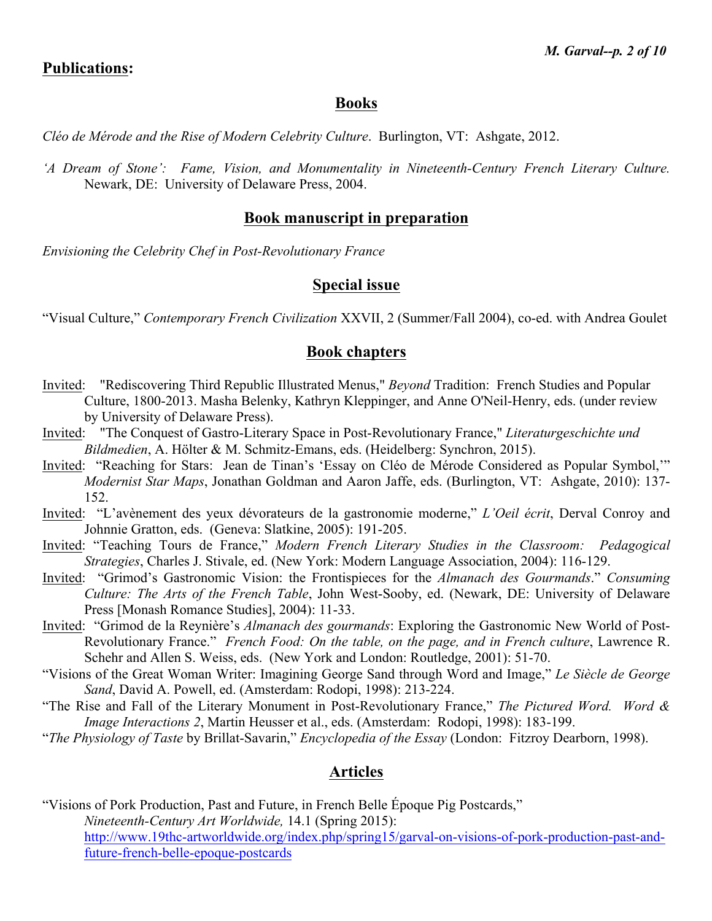## **Publications**:

### Books

*Cléo de Mérode and the Rise of Modern Celebrity Culture*. Burlington, VT: Ashgate, 2012.

*'A Dream of Stone': Fame, Vision, and Monumentality in Nineteenth-Century French Literary Culture.* Newark, DE: University of Delaware Press, 2004.

### Book manuscript in preparation

*Envisioning the Celebrity Chef in Post-Revolutionary France*

### Special issue

"Visual Culture," *Contemporary French Civilization* XXVII, 2 (Summer/Fall 2004), co-ed. with Andrea Goulet

### Book chapters

<u>Invited</u>: "Rediscovering Third Republic Illustrated Menus," *Beyond* Tradition: French Studies and Popular Culture, 1800-2013. Masha Belenky, Kathryn Kleppinger, and Anne O'Neil-Henry, eds. (under review by University of Delaware Press).

<u>Invited</u>: "The Conquest of Gastro-Literary Space in Post-Revolutionary France," *Literaturgeschichte und Bildmedien*, A. Hölter & M. Schmitz-Emans, eds. (Heidelberg: Synchron, 2015).

<u>Invited</u>: "Reaching for Stars: Jean de Tinan's 'Essay on Cléo de Mérode Considered as Popular Symbol,'" *Modernist Star Maps*, Jonathan Goldman and Aaron Jaffe, eds. (Burlington, VT: Ashgate, 2010): 137-152.

<u>Invited</u>: "L'avènement des yeux dévorateurs de la gastronomie moderne," *L'Oeil écrit*, Derval Conroy and Johnnie Gratton, eds. (Geneva: Slatkine, 2005): 191-205.

<u>Invited</u>: "Teaching Tours de France," *Modern French Literary Studies in the Classroom: Pedagogical Strategies*, Charles J. Stivale, ed. (New York: Modern Language Association, 2004): 116-129.

<u>Invited</u>: "Grimod's Gastronomic Vision: the Frontispieces for the *Almanach des Gourmands*." *Consuming Culture: The Arts of the French Table*, John West-Sooby, ed. (Newark, DE: University of Delaware Press [Monash Romance Studies], 2004): 11-33.

<u>Invited</u>: "Grimod de la Reynière's *Almanach des gourmands*: Exploring the Gastronomic New World of Post-Revolutionary France." *French Food: On the table, on the page, and in French culture*, Lawrence R. Schehr and Allen S. Weiss, eds. (New York and London: Routledge, 2001): 51-70.

"Visions of the Great Woman Writer: Imagining George Sand through Word and Image," *Le Siècle de George Sand*, David A. Powell, ed. (Amsterdam: Rodopi, 1998): 213-224.

"The Rise and Fall of the Literary Monument in Post-Revolutionary France," *The Pictured Word. Word & Image Interactions 2*, Martin Heusser et al., eds. (Amsterdam: Rodopi, 1998): 183-199.

"*The Physiology of Taste* by Brillat-Savarin," *Encyclopedia of the Essay* (London: Fitzroy Dearborn, 1998).

### Articles

"Visions of Pork Production, Past and Future, in French Belle Époque Pig Postcards," *Nineteenth-Century Art Worldwide,* 14.1 (Spring 2015): http://www.19thc-artworldwide.org/index.php/spring15/garval-on-visions-of-pork-production-past-and-future-french-belle-epoque-postcards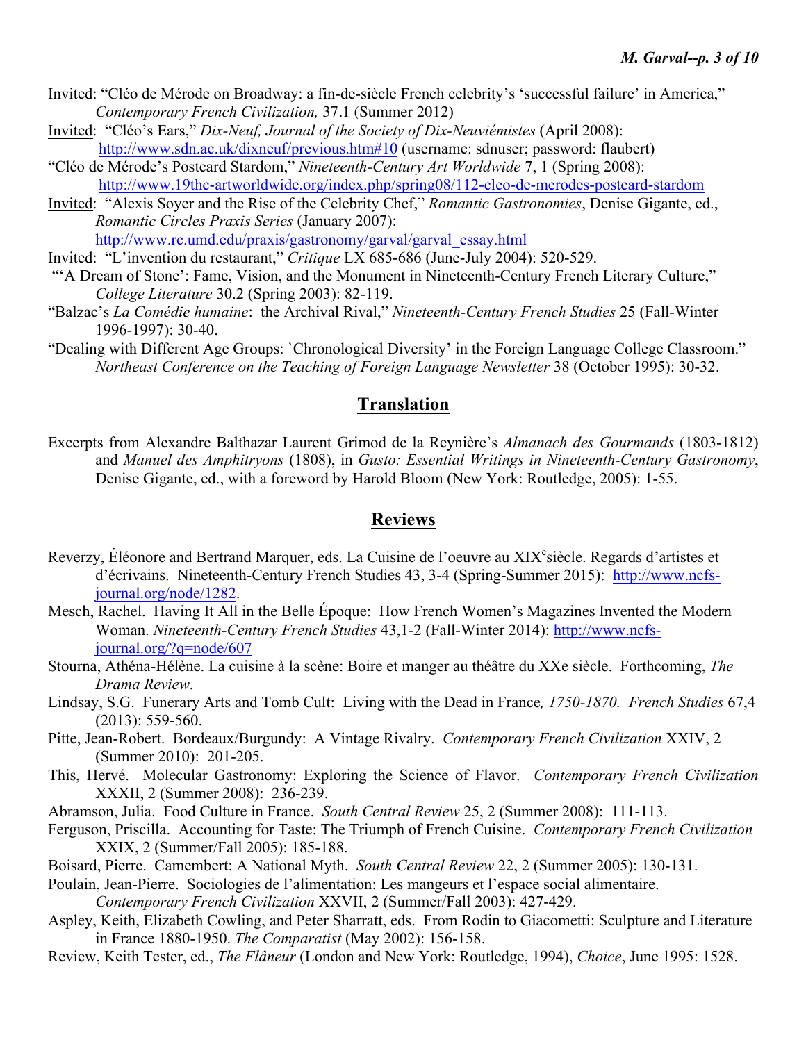Invited: "Cléo de Mérode on Broadway: a fin-de-siècle French celebrity's 'successful failure' in America," *Contemporary French Civilization,* 37.1 (Summer 2012)

Invited: "Cléo's Ears," *Dix-Neuf, Journal of the Society of Dix-Neuviémistes* (April 2008): http://www.sdn.ac.uk/dixneuf/previous.htm#10 (username: sdnuser; password: flaubert)

"Cléo de Mérode's Postcard Stardom," *Nineteenth-Century Art Worldwide* 7, 1 (Spring 2008): http://www.19thc-artworldwide.org/index.php/spring08/112-cleo-de-merodes-postcard-stardom

Invited: "Alexis Soyer and the Rise of the Celebrity Chef," *Romantic Gastronomies*, Denise Gigante, ed., *Romantic Circles Praxis Series* (January 2007): http://www.rc.umd.edu/praxis/gastronomy/garval/garval_essay.html

Invited: "L'invention du restaurant," *Critique* LX 685-686 (June-July 2004): 520-529.

"'A Dream of Stone': Fame, Vision, and the Monument in Nineteenth-Century French Literary Culture," *College Literature* 30.2 (Spring 2003): 82-119.

"Balzac's *La Comédie humaine*: the Archival Rival," *Nineteenth-Century French Studies* 25 (Fall-Winter 1996-1997): 30-40.

"Dealing with Different Age Groups: `Chronological Diversity' in the Foreign Language College Classroom." *Northeast Conference on the Teaching of Foreign Language Newsletter* 38 (October 1995): 30-32.

## Translation

Excerpts from Alexandre Balthazar Laurent Grimod de la Reynière's *Almanach des Gourmands* (1803-1812) and *Manuel des Amphitryons* (1808), in *Gusto: Essential Writings in Nineteenth-Century Gastronomy*, Denise Gigante, ed., with a foreword by Harold Bloom (New York: Routledge, 2005): 1-55.

## Reviews

Reverzy, Éléonore and Bertrand Marquer, eds. La Cuisine de l'oeuvre au XIX[e]siècle. Regards d'artistes et d'écrivains. Nineteenth-Century French Studies 43, 3-4 (Spring-Summer 2015): http://www.ncfs-journal.org/node/1282.

Mesch, Rachel. Having It All in the Belle Époque: How French Women's Magazines Invented the Modern Woman. *Nineteenth-Century French Studies* 43,1-2 (Fall-Winter 2014): http://www.ncfs-journal.org/?q=node/607

Stourna, Athéna-Hélène. La cuisine à la scène: Boire et manger au théâtre du XXe siècle. Forthcoming, *The Drama Review*.

Lindsay, S.G. Funerary Arts and Tomb Cult: Living with the Dead in France*, 1750-1870. French Studies* 67,4 (2013): 559-560.

Pitte, Jean-Robert. Bordeaux/Burgundy: A Vintage Rivalry. *Contemporary French Civilization* XXIV, 2 (Summer 2010): 201-205.

This, Hervé. Molecular Gastronomy: Exploring the Science of Flavor. *Contemporary French Civilization* XXXII, 2 (Summer 2008): 236-239.

Abramson, Julia. Food Culture in France. *South Central Review* 25, 2 (Summer 2008): 111-113.

Ferguson, Priscilla. Accounting for Taste: The Triumph of French Cuisine. *Contemporary French Civilization* XXIX, 2 (Summer/Fall 2005): 185-188.

Boisard, Pierre. Camembert: A National Myth. *South Central Review* 22, 2 (Summer 2005): 130-131.

Poulain, Jean-Pierre. Sociologies de l'alimentation: Les mangeurs et l'espace social alimentaire. *Contemporary French Civilization* XXVII, 2 (Summer/Fall 2003): 427-429.

Aspley, Keith, Elizabeth Cowling, and Peter Sharratt, eds. From Rodin to Giacometti: Sculpture and Literature in France 1880-1950. *The Comparatist* (May 2002): 156-158.

Review, Keith Tester, ed., *The Flâneur* (London and New York: Routledge, 1994), *Choice*, June 1995: 1528.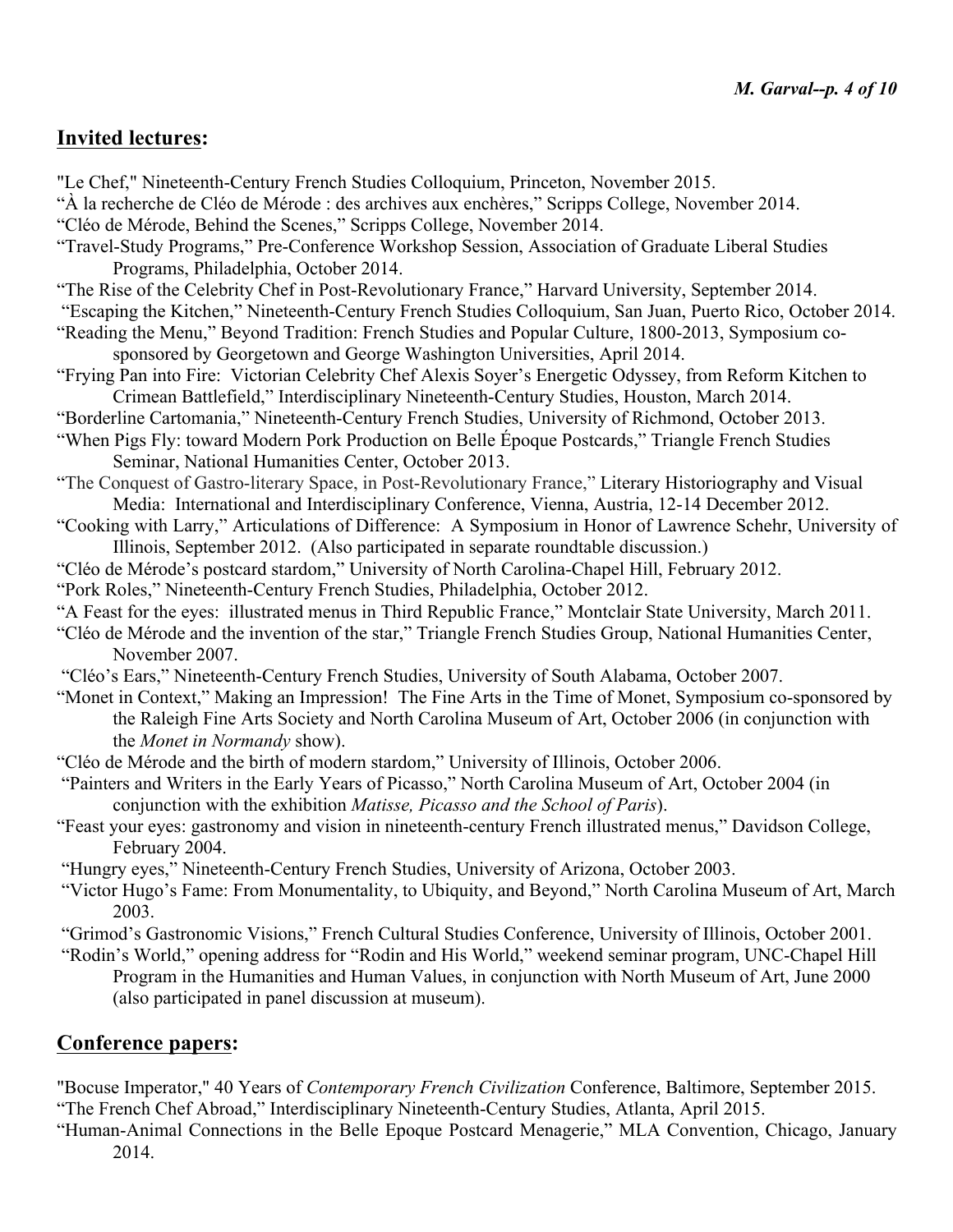## Invited lectures:

"Le Chef," Nineteenth-Century French Studies Colloquium, Princeton, November 2015.

"À la recherche de Cléo de Mérode : des archives aux enchères," Scripps College, November 2014.

"Cléo de Mérode, Behind the Scenes," Scripps College, November 2014.

"Travel-Study Programs," Pre-Conference Workshop Session, Association of Graduate Liberal Studies Programs, Philadelphia, October 2014.

"The Rise of the Celebrity Chef in Post-Revolutionary France," Harvard University, September 2014.

"Escaping the Kitchen," Nineteenth-Century French Studies Colloquium, San Juan, Puerto Rico, October 2014.

"Reading the Menu," Beyond Tradition: French Studies and Popular Culture, 1800-2013, Symposium co-sponsored by Georgetown and George Washington Universities, April 2014.

"Frying Pan into Fire: Victorian Celebrity Chef Alexis Soyer's Energetic Odyssey, from Reform Kitchen to Crimean Battlefield," Interdisciplinary Nineteenth-Century Studies, Houston, March 2014.

"Borderline Cartomania," Nineteenth-Century French Studies, University of Richmond, October 2013.

"When Pigs Fly: toward Modern Pork Production on Belle Époque Postcards," Triangle French Studies Seminar, National Humanities Center, October 2013.

"The Conquest of Gastro-literary Space, in Post-Revolutionary France," Literary Historiography and Visual Media: International and Interdisciplinary Conference, Vienna, Austria, 12-14 December 2012.

"Cooking with Larry," Articulations of Difference: A Symposium in Honor of Lawrence Schehr, University of Illinois, September 2012. (Also participated in separate roundtable discussion.)

"Cléo de Mérode's postcard stardom," University of North Carolina-Chapel Hill, February 2012.

"Pork Roles," Nineteenth-Century French Studies, Philadelphia, October 2012.

"A Feast for the eyes: illustrated menus in Third Republic France," Montclair State University, March 2011.

"Cléo de Mérode and the invention of the star," Triangle French Studies Group, National Humanities Center, November 2007.

"Cléo's Ears," Nineteenth-Century French Studies, University of South Alabama, October 2007.

"Monet in Context," Making an Impression! The Fine Arts in the Time of Monet, Symposium co-sponsored by the Raleigh Fine Arts Society and North Carolina Museum of Art, October 2006 (in conjunction with the *Monet in Normandy* show).

"Cléo de Mérode and the birth of modern stardom," University of Illinois, October 2006.

"Painters and Writers in the Early Years of Picasso," North Carolina Museum of Art, October 2004 (in conjunction with the exhibition *Matisse, Picasso and the School of Paris*).

"Feast your eyes: gastronomy and vision in nineteenth-century French illustrated menus," Davidson College, February 2004.

"Hungry eyes," Nineteenth-Century French Studies, University of Arizona, October 2003.

"Victor Hugo's Fame: From Monumentality, to Ubiquity, and Beyond," North Carolina Museum of Art, March 2003.

"Grimod's Gastronomic Visions," French Cultural Studies Conference, University of Illinois, October 2001.

"Rodin's World," opening address for "Rodin and His World," weekend seminar program, UNC-Chapel Hill Program in the Humanities and Human Values, in conjunction with North Museum of Art, June 2000 (also participated in panel discussion at museum).

## Conference papers:

"Bocuse Imperator," 40 Years of *Contemporary French Civilization* Conference, Baltimore, September 2015.

"The French Chef Abroad," Interdisciplinary Nineteenth-Century Studies, Atlanta, April 2015.

"Human-Animal Connections in the Belle Epoque Postcard Menagerie," MLA Convention, Chicago, January 2014.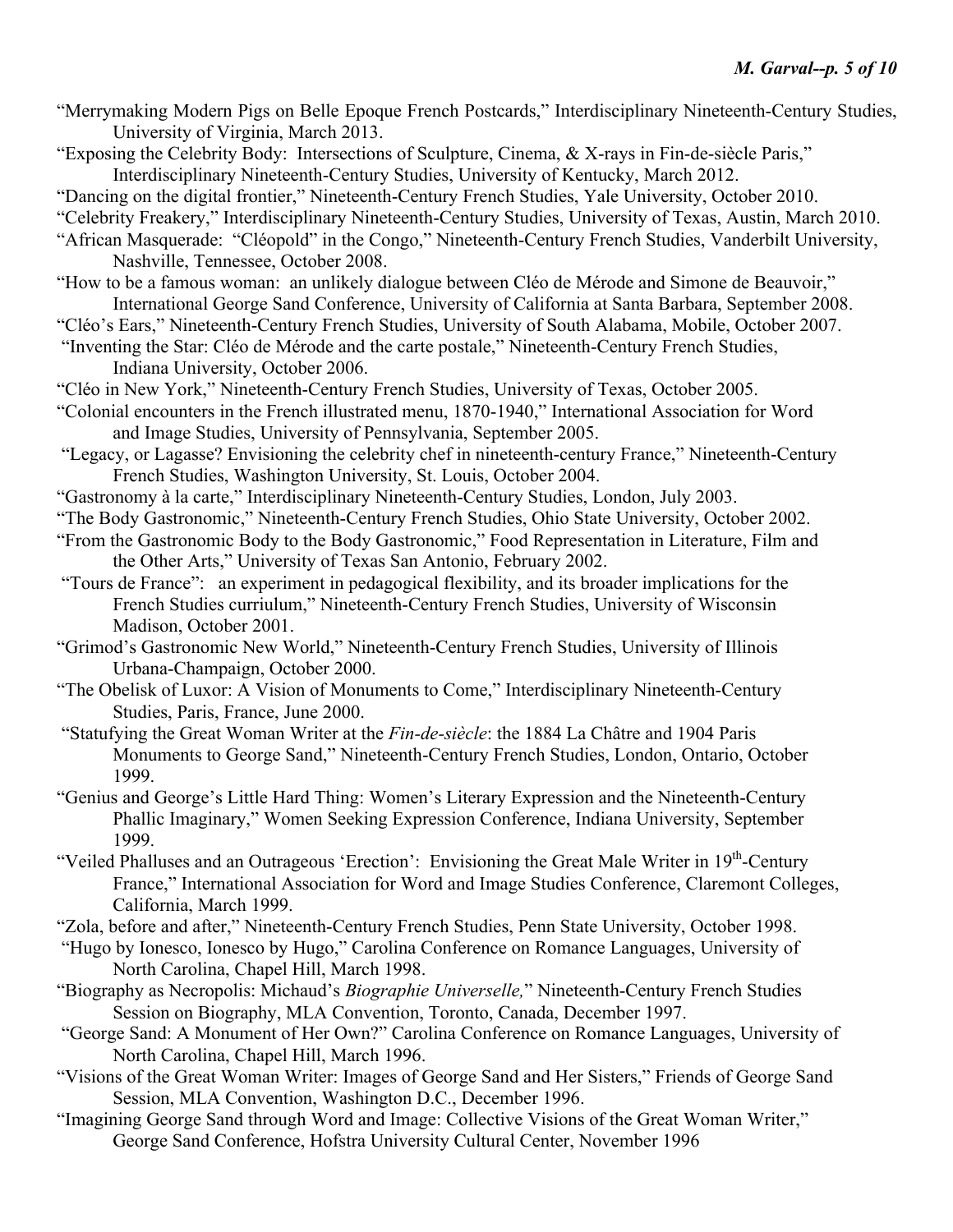"Merrymaking Modern Pigs on Belle Epoque French Postcards," Interdisciplinary Nineteenth-Century Studies, University of Virginia, March 2013.

"Exposing the Celebrity Body: Intersections of Sculpture, Cinema, & X-rays in Fin-de-siècle Paris," Interdisciplinary Nineteenth-Century Studies, University of Kentucky, March 2012.

"Dancing on the digital frontier," Nineteenth-Century French Studies, Yale University, October 2010.

"Celebrity Freakery," Interdisciplinary Nineteenth-Century Studies, University of Texas, Austin, March 2010.

"African Masquerade: "Cléopold" in the Congo," Nineteenth-Century French Studies, Vanderbilt University, Nashville, Tennessee, October 2008.

"How to be a famous woman: an unlikely dialogue between Cléo de Mérode and Simone de Beauvoir," International George Sand Conference, University of California at Santa Barbara, September 2008.

"Cléo's Ears," Nineteenth-Century French Studies, University of South Alabama, Mobile, October 2007.

"Inventing the Star: Cléo de Mérode and the carte postale," Nineteenth-Century French Studies, Indiana University, October 2006.

"Cléo in New York," Nineteenth-Century French Studies, University of Texas, October 2005.

"Colonial encounters in the French illustrated menu, 1870-1940," International Association for Word and Image Studies, University of Pennsylvania, September 2005.

"Legacy, or Lagasse? Envisioning the celebrity chef in nineteenth-century France," Nineteenth-Century French Studies, Washington University, St. Louis, October 2004.

"Gastronomy à la carte," Interdisciplinary Nineteenth-Century Studies, London, July 2003.

"The Body Gastronomic," Nineteenth-Century French Studies, Ohio State University, October 2002.

"From the Gastronomic Body to the Body Gastronomic," Food Representation in Literature, Film and the Other Arts," University of Texas San Antonio, February 2002.

"Tours de France": an experiment in pedagogical flexibility, and its broader implications for the French Studies curriulum," Nineteenth-Century French Studies, University of Wisconsin Madison, October 2001.

"Grimod's Gastronomic New World," Nineteenth-Century French Studies, University of Illinois Urbana-Champaign, October 2000.

"The Obelisk of Luxor: A Vision of Monuments to Come," Interdisciplinary Nineteenth-Century Studies, Paris, France, June 2000.

"Statufying the Great Woman Writer at the *Fin-de-siècle*: the 1884 La Châtre and 1904 Paris Monuments to George Sand," Nineteenth-Century French Studies, London, Ontario, October 1999.

"Genius and George's Little Hard Thing: Women's Literary Expression and the Nineteenth-Century Phallic Imaginary," Women Seeking Expression Conference, Indiana University, September 1999.

"Veiled Phalluses and an Outrageous 'Erection': Envisioning the Great Male Writer in 19th-Century France," International Association for Word and Image Studies Conference, Claremont Colleges, California, March 1999.

"Zola, before and after," Nineteenth-Century French Studies, Penn State University, October 1998.

"Hugo by Ionesco, Ionesco by Hugo," Carolina Conference on Romance Languages, University of North Carolina, Chapel Hill, March 1998.

"Biography as Necropolis: Michaud's *Biographie Universelle,*" Nineteenth-Century French Studies Session on Biography, MLA Convention, Toronto, Canada, December 1997.

"George Sand: A Monument of Her Own?" Carolina Conference on Romance Languages, University of North Carolina, Chapel Hill, March 1996.

"Visions of the Great Woman Writer: Images of George Sand and Her Sisters," Friends of George Sand Session, MLA Convention, Washington D.C., December 1996.

"Imagining George Sand through Word and Image: Collective Visions of the Great Woman Writer," George Sand Conference, Hofstra University Cultural Center, November 1996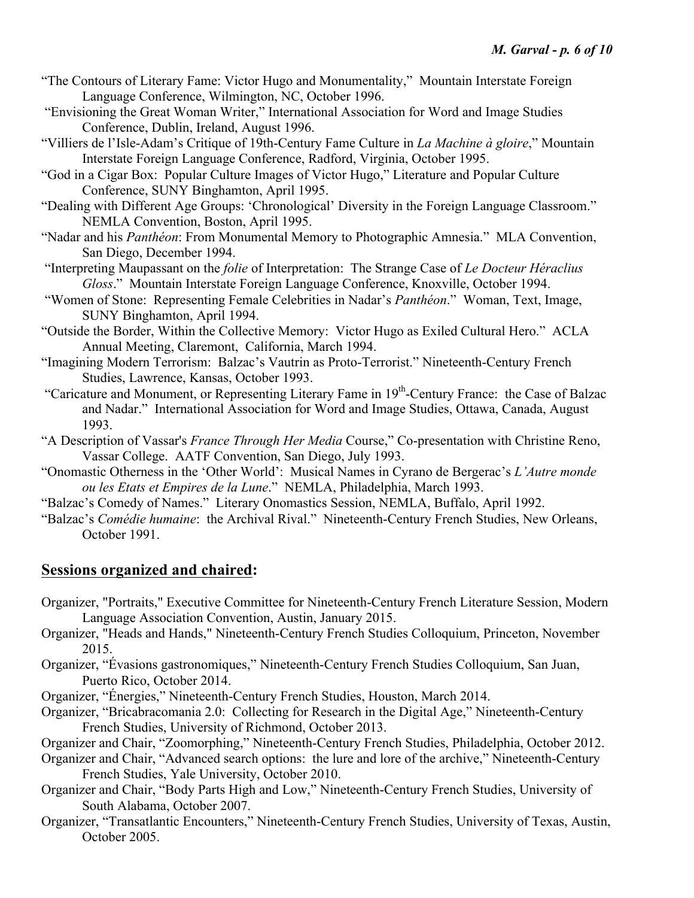"The Contours of Literary Fame: Victor Hugo and Monumentality," Mountain Interstate Foreign Language Conference, Wilmington, NC, October 1996.

"Envisioning the Great Woman Writer," International Association for Word and Image Studies Conference, Dublin, Ireland, August 1996.

"Villiers de l'Isle-Adam's Critique of 19th-Century Fame Culture in *La Machine à gloire*," Mountain Interstate Foreign Language Conference, Radford, Virginia, October 1995.

"God in a Cigar Box: Popular Culture Images of Victor Hugo," Literature and Popular Culture Conference, SUNY Binghamton, April 1995.

"Dealing with Different Age Groups: 'Chronological' Diversity in the Foreign Language Classroom." NEMLA Convention, Boston, April 1995.

"Nadar and his *Panthéon*: From Monumental Memory to Photographic Amnesia." MLA Convention, San Diego, December 1994.

"Interpreting Maupassant on the *folie* of Interpretation: The Strange Case of *Le Docteur Héraclius Gloss*." Mountain Interstate Foreign Language Conference, Knoxville, October 1994.

"Women of Stone: Representing Female Celebrities in Nadar's *Panthéon*." Woman, Text, Image, SUNY Binghamton, April 1994.

"Outside the Border, Within the Collective Memory: Victor Hugo as Exiled Cultural Hero." ACLA Annual Meeting, Claremont, California, March 1994.

"Imagining Modern Terrorism: Balzac's Vautrin as Proto-Terrorist." Nineteenth-Century French Studies, Lawrence, Kansas, October 1993.

"Caricature and Monument, or Representing Literary Fame in 19th-Century France: the Case of Balzac and Nadar." International Association for Word and Image Studies, Ottawa, Canada, August 1993.

"A Description of Vassar's *France Through Her Media* Course," Co-presentation with Christine Reno, Vassar College. AATF Convention, San Diego, July 1993.

"Onomastic Otherness in the 'Other World': Musical Names in Cyrano de Bergerac's *L'Autre monde ou les Etats et Empires de la Lune*." NEMLA, Philadelphia, March 1993.

"Balzac's Comedy of Names." Literary Onomastics Session, NEMLA, Buffalo, April 1992.

"Balzac's *Comédie humaine*: the Archival Rival." Nineteenth-Century French Studies, New Orleans, October 1991.

## Sessions organized and chaired:

Organizer, "Portraits," Executive Committee for Nineteenth-Century French Literature Session, Modern Language Association Convention, Austin, January 2015.

Organizer, "Heads and Hands," Nineteenth-Century French Studies Colloquium, Princeton, November 2015.

Organizer, "Évasions gastronomiques," Nineteenth-Century French Studies Colloquium, San Juan, Puerto Rico, October 2014.

Organizer, "Énergies," Nineteenth-Century French Studies, Houston, March 2014.

Organizer, "Bricabracomania 2.0: Collecting for Research in the Digital Age," Nineteenth-Century French Studies, University of Richmond, October 2013.

Organizer and Chair, "Zoomorphing," Nineteenth-Century French Studies, Philadelphia, October 2012.

Organizer and Chair, "Advanced search options: the lure and lore of the archive," Nineteenth-Century French Studies, Yale University, October 2010.

Organizer and Chair, "Body Parts High and Low," Nineteenth-Century French Studies, University of South Alabama, October 2007.

Organizer, "Transatlantic Encounters," Nineteenth-Century French Studies, University of Texas, Austin, October 2005.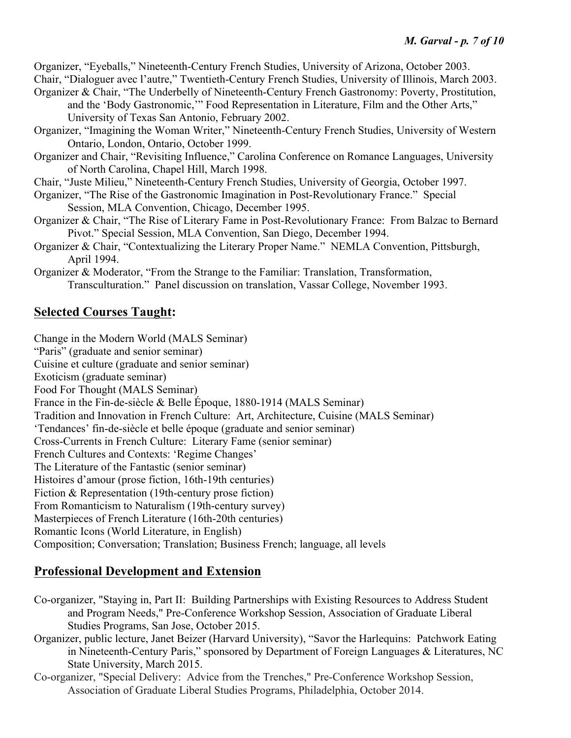Organizer, “Eyeballs,” Nineteenth-Century French Studies, University of Arizona, October 2003.

Chair, “Dialoguer avec l’autre,” Twentieth-Century French Studies, University of Illinois, March 2003.

Organizer & Chair, “The Underbelly of Nineteenth-Century French Gastronomy: Poverty, Prostitution, and the ‘Body Gastronomic,’” Food Representation in Literature, Film and the Other Arts,” University of Texas San Antonio, February 2002.

Organizer, “Imagining the Woman Writer,” Nineteenth-Century French Studies, University of Western Ontario, London, Ontario, October 1999.

Organizer and Chair, “Revisiting Influence,” Carolina Conference on Romance Languages, University of North Carolina, Chapel Hill, March 1998.

Chair, “Juste Milieu,” Nineteenth-Century French Studies, University of Georgia, October 1997.

Organizer, “The Rise of the Gastronomic Imagination in Post-Revolutionary France.” Special Session, MLA Convention, Chicago, December 1995.

Organizer & Chair, “The Rise of Literary Fame in Post-Revolutionary France: From Balzac to Bernard Pivot.” Special Session, MLA Convention, San Diego, December 1994.

Organizer & Chair, “Contextualizing the Literary Proper Name.” NEMLA Convention, Pittsburgh, April 1994.

Organizer & Moderator, “From the Strange to the Familiar: Translation, Transformation, Transculturation.” Panel discussion on translation, Vassar College, November 1993.

## **Selected Courses Taught:**

Change in the Modern World (MALS Seminar)
“Paris” (graduate and senior seminar)
Cuisine et culture (graduate and senior seminar)
Exoticism (graduate seminar)
Food For Thought (MALS Seminar)
France in the Fin-de-siècle & Belle Époque, 1880-1914 (MALS Seminar)
Tradition and Innovation in French Culture: Art, Architecture, Cuisine (MALS Seminar)
‘Tendances’ fin-de-siècle et belle époque (graduate and senior seminar)
Cross-Currents in French Culture: Literary Fame (senior seminar)
French Cultures and Contexts: ‘Regime Changes’
The Literature of the Fantastic (senior seminar)
Histoires d’amour (prose fiction, 16th-19th centuries)
Fiction & Representation (19th-century prose fiction)
From Romanticism to Naturalism (19th-century survey)
Masterpieces of French Literature (16th-20th centuries)
Romantic Icons (World Literature, in English)
Composition; Conversation; Translation; Business French; language, all levels

## **Professional Development and Extension**

Co-organizer, "Staying in, Part II: Building Partnerships with Existing Resources to Address Student and Program Needs," Pre-Conference Workshop Session, Association of Graduate Liberal Studies Programs, San Jose, October 2015.

Organizer, public lecture, Janet Beizer (Harvard University), “Savor the Harlequins: Patchwork Eating in Nineteenth-Century Paris,” sponsored by Department of Foreign Languages & Literatures, NC State University, March 2015.

Co-organizer, "Special Delivery: Advice from the Trenches," Pre-Conference Workshop Session, Association of Graduate Liberal Studies Programs, Philadelphia, October 2014.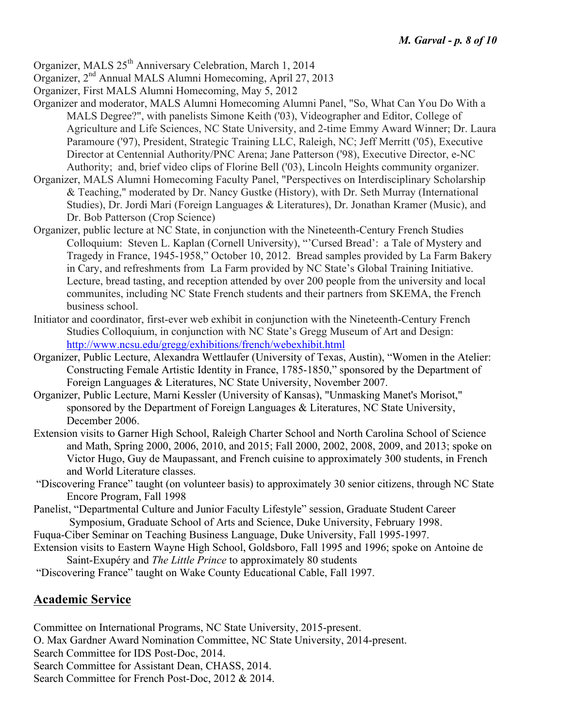Organizer, MALS 25th Anniversary Celebration, March 1, 2014

Organizer, 2nd Annual MALS Alumni Homecoming, April 27, 2013

Organizer, First MALS Alumni Homecoming, May 5, 2012

Organizer and moderator, MALS Alumni Homecoming Alumni Panel, "So, What Can You Do With a MALS Degree?", with panelists Simone Keith ('03), Videographer and Editor, College of Agriculture and Life Sciences, NC State University, and 2-time Emmy Award Winner; Dr. Laura Paramoure ('97), President, Strategic Training LLC, Raleigh, NC; Jeff Merritt ('05), Executive Director at Centennial Authority/PNC Arena; Jane Patterson ('98), Executive Director, e-NC Authority; and, brief video clips of Florine Bell ('03), Lincoln Heights community organizer.

Organizer, MALS Alumni Homecoming Faculty Panel, "Perspectives on Interdisciplinary Scholarship & Teaching," moderated by Dr. Nancy Gustke (History), with Dr. Seth Murray (International Studies), Dr. Jordi Mari (Foreign Languages & Literatures), Dr. Jonathan Kramer (Music), and Dr. Bob Patterson (Crop Science)

Organizer, public lecture at NC State, in conjunction with the Nineteenth-Century French Studies Colloquium: Steven L. Kaplan (Cornell University), "'Cursed Bread': a Tale of Mystery and Tragedy in France, 1945-1958," October 10, 2012. Bread samples provided by La Farm Bakery in Cary, and refreshments from La Farm provided by NC State's Global Training Initiative. Lecture, bread tasting, and reception attended by over 200 people from the university and local communites, including NC State French students and their partners from SKEMA, the French business school.

Initiator and coordinator, first-ever web exhibit in conjunction with the Nineteenth-Century French Studies Colloquium, in conjunction with NC State's Gregg Museum of Art and Design: http://www.ncsu.edu/gregg/exhibitions/french/webexhibit.html

Organizer, Public Lecture, Alexandra Wettlaufer (University of Texas, Austin), "Women in the Atelier: Constructing Female Artistic Identity in France, 1785-1850," sponsored by the Department of Foreign Languages & Literatures, NC State University, November 2007.

Organizer, Public Lecture, Marni Kessler (University of Kansas), "Unmasking Manet's Morisot," sponsored by the Department of Foreign Languages & Literatures, NC State University, December 2006.

Extension visits to Garner High School, Raleigh Charter School and North Carolina School of Science and Math, Spring 2000, 2006, 2010, and 2015; Fall 2000, 2002, 2008, 2009, and 2013; spoke on Victor Hugo, Guy de Maupassant, and French cuisine to approximately 300 students, in French and World Literature classes.

"Discovering France" taught (on volunteer basis) to approximately 30 senior citizens, through NC State Encore Program, Fall 1998

Panelist, "Departmental Culture and Junior Faculty Lifestyle" session, Graduate Student Career Symposium, Graduate School of Arts and Science, Duke University, February 1998.

Fuqua-Ciber Seminar on Teaching Business Language, Duke University, Fall 1995-1997.

Extension visits to Eastern Wayne High School, Goldsboro, Fall 1995 and 1996; spoke on Antoine de Saint-Exupéry and *The Little Prince* to approximately 80 students

"Discovering France" taught on Wake County Educational Cable, Fall 1997.

## Academic Service

Committee on International Programs, NC State University, 2015-present.

O. Max Gardner Award Nomination Committee, NC State University, 2014-present.

Search Committee for IDS Post-Doc, 2014.

Search Committee for Assistant Dean, CHASS, 2014.

Search Committee for French Post-Doc, 2012 & 2014.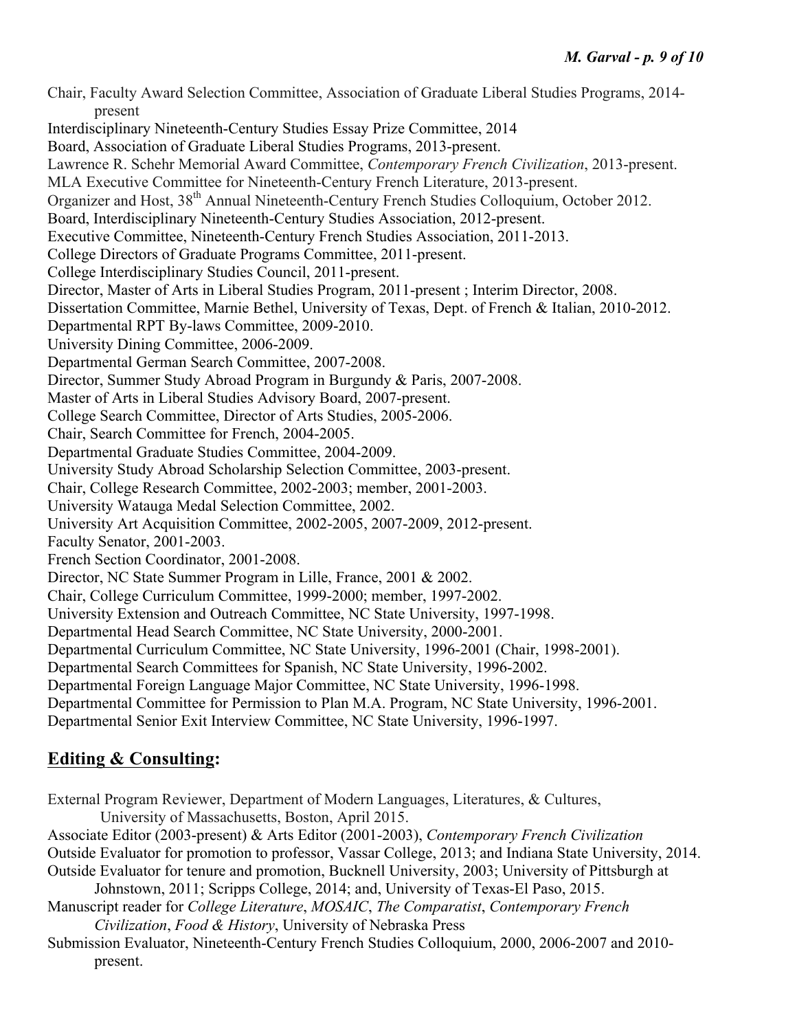Chair, Faculty Award Selection Committee, Association of Graduate Liberal Studies Programs, 2014-present

Interdisciplinary Nineteenth-Century Studies Essay Prize Committee, 2014

Board, Association of Graduate Liberal Studies Programs, 2013-present.

Lawrence R. Schehr Memorial Award Committee, *Contemporary French Civilization*, 2013-present.

MLA Executive Committee for Nineteenth-Century French Literature, 2013-present.

Organizer and Host, 38th Annual Nineteenth-Century French Studies Colloquium, October 2012.

Board, Interdisciplinary Nineteenth-Century Studies Association, 2012-present.

Executive Committee, Nineteenth-Century French Studies Association, 2011-2013.

College Directors of Graduate Programs Committee, 2011-present.

College Interdisciplinary Studies Council, 2011-present.

Director, Master of Arts in Liberal Studies Program, 2011-present ; Interim Director, 2008.

Dissertation Committee, Marnie Bethel, University of Texas, Dept. of French & Italian, 2010-2012.

Departmental RPT By-laws Committee, 2009-2010.

University Dining Committee, 2006-2009.

Departmental German Search Committee, 2007-2008.

Director, Summer Study Abroad Program in Burgundy & Paris, 2007-2008.

Master of Arts in Liberal Studies Advisory Board, 2007-present.

College Search Committee, Director of Arts Studies, 2005-2006.

Chair, Search Committee for French, 2004-2005.

Departmental Graduate Studies Committee, 2004-2009.

University Study Abroad Scholarship Selection Committee, 2003-present.

Chair, College Research Committee, 2002-2003; member, 2001-2003.

University Watauga Medal Selection Committee, 2002.

University Art Acquisition Committee, 2002-2005, 2007-2009, 2012-present.

Faculty Senator, 2001-2003.

French Section Coordinator, 2001-2008.

Director, NC State Summer Program in Lille, France, 2001 & 2002.

Chair, College Curriculum Committee, 1999-2000; member, 1997-2002.

University Extension and Outreach Committee, NC State University, 1997-1998.

Departmental Head Search Committee, NC State University, 2000-2001.

Departmental Curriculum Committee, NC State University, 1996-2001 (Chair, 1998-2001).

Departmental Search Committees for Spanish, NC State University, 1996-2002.

Departmental Foreign Language Major Committee, NC State University, 1996-1998.

Departmental Committee for Permission to Plan M.A. Program, NC State University, 1996-2001.

Departmental Senior Exit Interview Committee, NC State University, 1996-1997.

## **Editing & Consulting:**

External Program Reviewer, Department of Modern Languages, Literatures, & Cultures, University of Massachusetts, Boston, April 2015.

Associate Editor (2003-present) & Arts Editor (2001-2003), *Contemporary French Civilization*

Outside Evaluator for promotion to professor, Vassar College, 2013; and Indiana State University, 2014.

Outside Evaluator for tenure and promotion, Bucknell University, 2003; University of Pittsburgh at Johnstown, 2011; Scripps College, 2014; and, University of Texas-El Paso, 2015.

Manuscript reader for *College Literature*, *MOSAIC*, *The Comparatist*, *Contemporary French Civilization*, *Food & History*, University of Nebraska Press

Submission Evaluator, Nineteenth-Century French Studies Colloquium, 2000, 2006-2007 and 2010-present.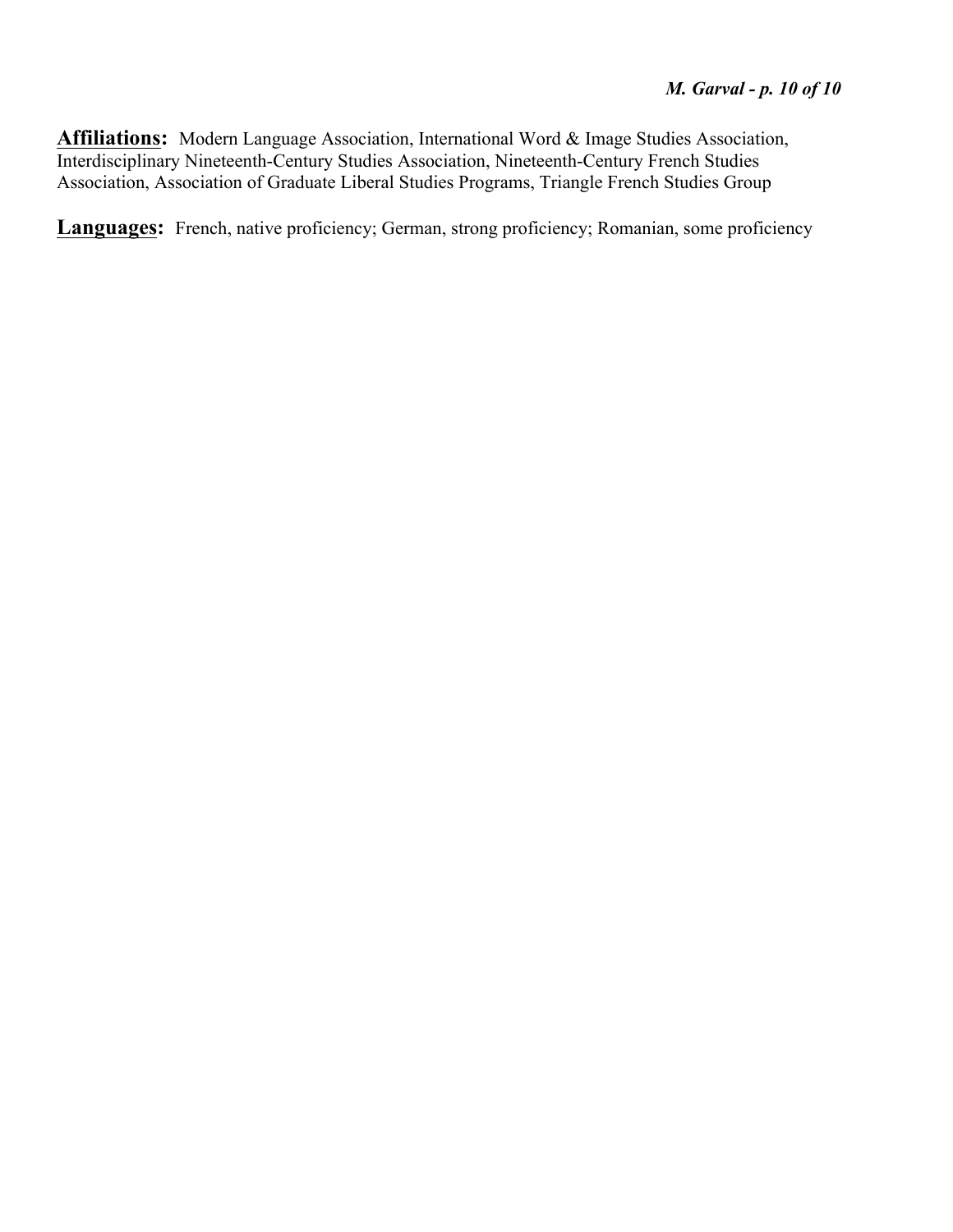**Affiliations:** Modern Language Association, International Word & Image Studies Association, Interdisciplinary Nineteenth-Century Studies Association, Nineteenth-Century French Studies Association, Association of Graduate Liberal Studies Programs, Triangle French Studies Group

**Languages:** French, native proficiency; German, strong proficiency; Romanian, some proficiency